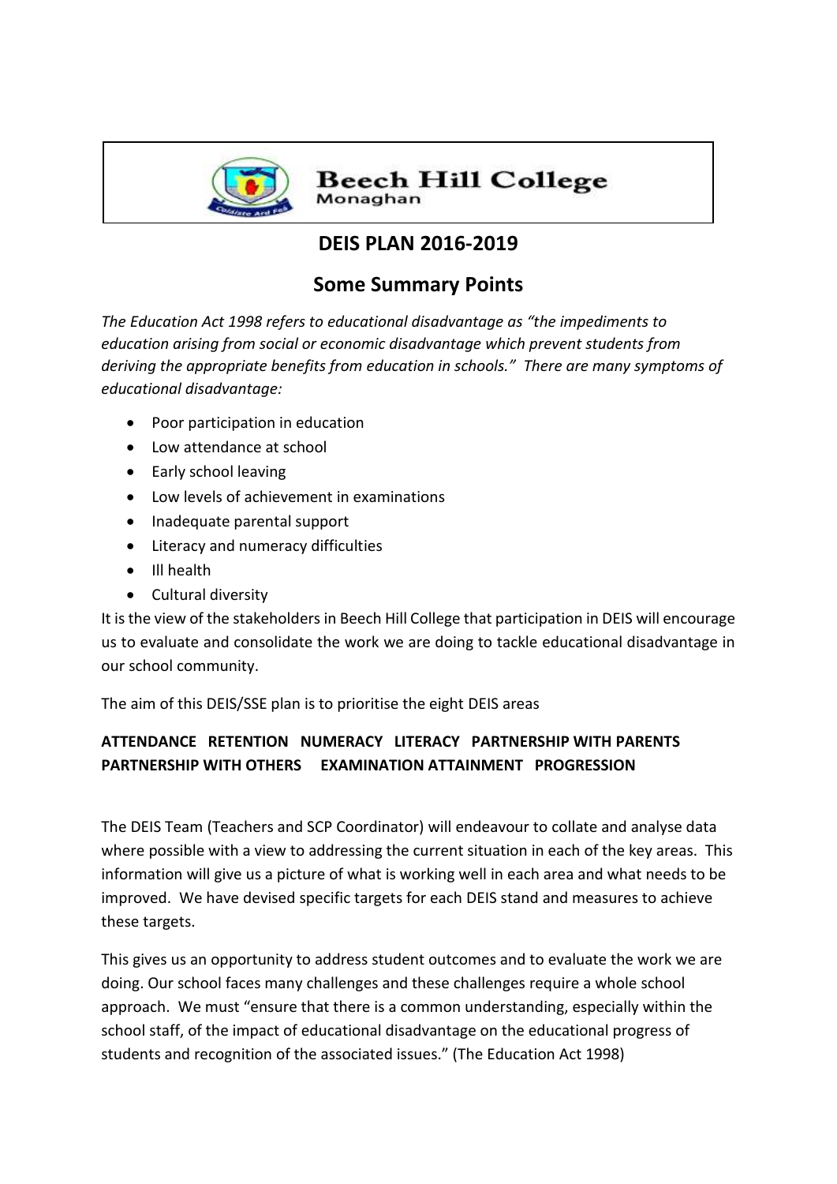**Beech Hill College**
Monaghan

# DEIS PLAN 2016-2019

## Some Summary Points

*The Education Act 1998 refers to educational disadvantage as "the impediments to education arising from social or economic disadvantage which prevent students from deriving the appropriate benefits from education in schools." There are many symptoms of educational disadvantage:*

- Poor participation in education
- Low attendance at school
- Early school leaving
- Low levels of achievement in examinations
- Inadequate parental support
- Literacy and numeracy difficulties
- Ill health
- Cultural diversity

It is the view of the stakeholders in Beech Hill College that participation in DEIS will encourage us to evaluate and consolidate the work we are doing to tackle educational disadvantage in our school community.

The aim of this DEIS/SSE plan is to prioritise the eight DEIS areas

**ATTENDANCE RETENTION NUMERACY LITERACY PARTNERSHIP WITH PARENTS PARTNERSHIP WITH OTHERS EXAMINATION ATTAINMENT PROGRESSION**

The DEIS Team (Teachers and SCP Coordinator) will endeavour to collate and analyse data where possible with a view to addressing the current situation in each of the key areas. This information will give us a picture of what is working well in each area and what needs to be improved. We have devised specific targets for each DEIS stand and measures to achieve these targets.

This gives us an opportunity to address student outcomes and to evaluate the work we are doing. Our school faces many challenges and these challenges require a whole school approach. We must "ensure that there is a common understanding, especially within the school staff, of the impact of educational disadvantage on the educational progress of students and recognition of the associated issues." (The Education Act 1998)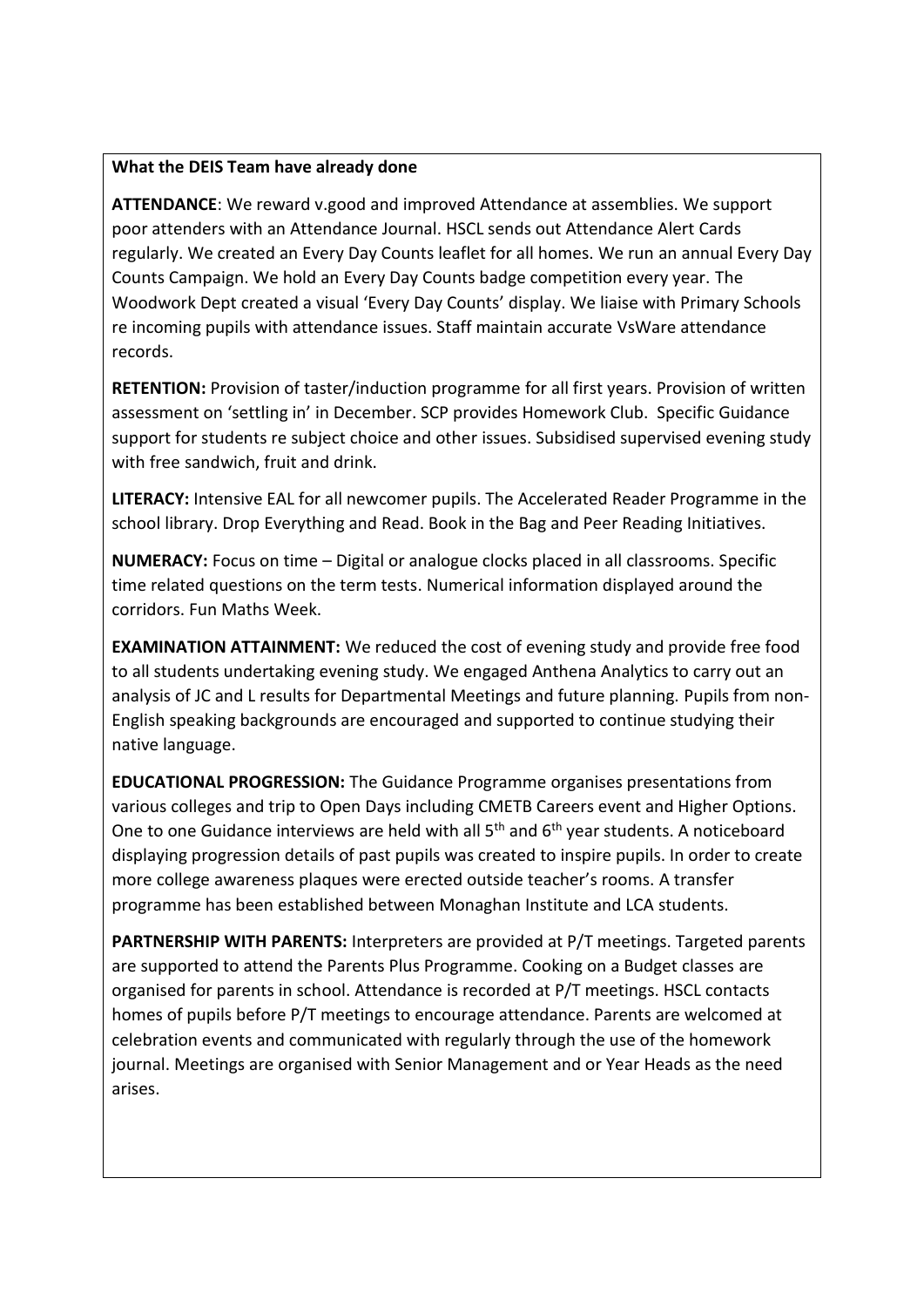**What the DEIS Team have already done**

**ATTENDANCE**: We reward v.good and improved Attendance at assemblies. We support poor attenders with an Attendance Journal. HSCL sends out Attendance Alert Cards regularly. We created an Every Day Counts leaflet for all homes. We run an annual Every Day Counts Campaign. We hold an Every Day Counts badge competition every year. The Woodwork Dept created a visual 'Every Day Counts' display. We liaise with Primary Schools re incoming pupils with attendance issues. Staff maintain accurate VsWare attendance records.

**RETENTION:** Provision of taster/induction programme for all first years. Provision of written assessment on 'settling in' in December. SCP provides Homework Club. Specific Guidance support for students re subject choice and other issues. Subsidised supervised evening study with free sandwich, fruit and drink.

**LITERACY:** Intensive EAL for all newcomer pupils. The Accelerated Reader Programme in the school library. Drop Everything and Read. Book in the Bag and Peer Reading Initiatives.

**NUMERACY:** Focus on time – Digital or analogue clocks placed in all classrooms. Specific time related questions on the term tests. Numerical information displayed around the corridors. Fun Maths Week.

**EXAMINATION ATTAINMENT:** We reduced the cost of evening study and provide free food to all students undertaking evening study. We engaged Anthena Analytics to carry out an analysis of JC and L results for Departmental Meetings and future planning. Pupils from non-English speaking backgrounds are encouraged and supported to continue studying their native language.

**EDUCATIONAL PROGRESSION:** The Guidance Programme organises presentations from various colleges and trip to Open Days including CMETB Careers event and Higher Options. One to one Guidance interviews are held with all 5th and 6th year students. A noticeboard displaying progression details of past pupils was created to inspire pupils. In order to create more college awareness plaques were erected outside teacher's rooms. A transfer programme has been established between Monaghan Institute and LCA students.

**PARTNERSHIP WITH PARENTS:** Interpreters are provided at P/T meetings. Targeted parents are supported to attend the Parents Plus Programme. Cooking on a Budget classes are organised for parents in school. Attendance is recorded at P/T meetings. HSCL contacts homes of pupils before P/T meetings to encourage attendance. Parents are welcomed at celebration events and communicated with regularly through the use of the homework journal. Meetings are organised with Senior Management and or Year Heads as the need arises.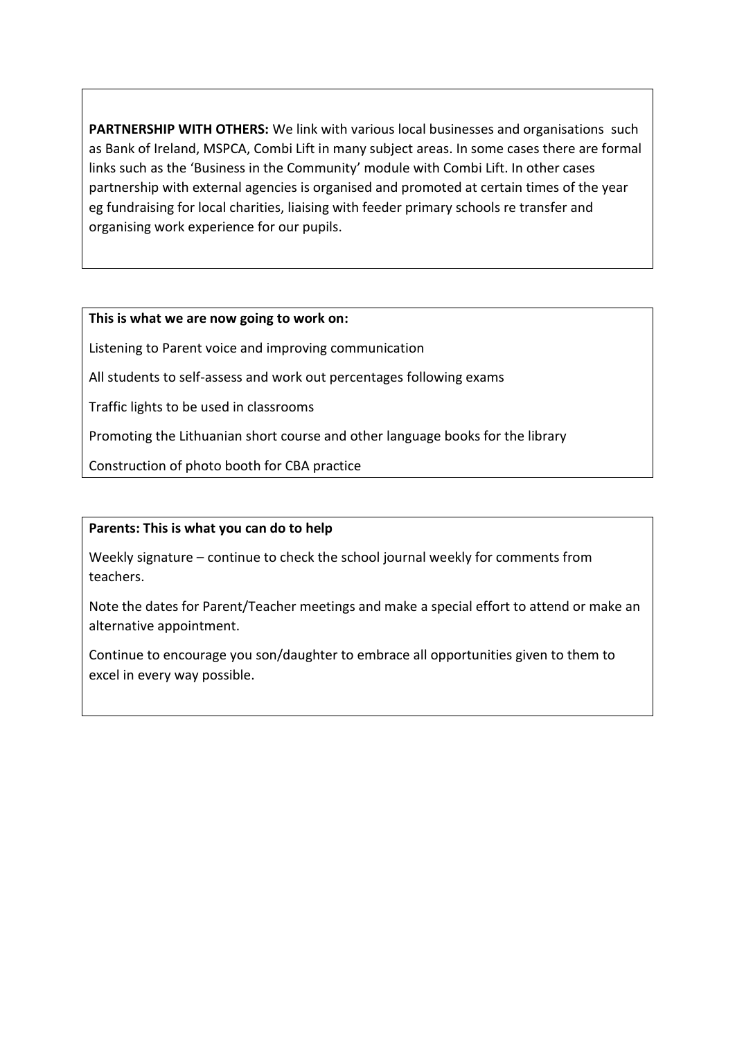**PARTNERSHIP WITH OTHERS:** We link with various local businesses and organisations such as Bank of Ireland, MSPCA, Combi Lift in many subject areas. In some cases there are formal links such as the 'Business in the Community' module with Combi Lift. In other cases partnership with external agencies is organised and promoted at certain times of the year eg fundraising for local charities, liaising with feeder primary schools re transfer and organising work experience for our pupils.

**This is what we are now going to work on:**

Listening to Parent voice and improving communication

All students to self-assess and work out percentages following exams

Traffic lights to be used in classrooms

Promoting the Lithuanian short course and other language books for the library

Construction of photo booth for CBA practice

**Parents: This is what you can do to help**

Weekly signature – continue to check the school journal weekly for comments from teachers.

Note the dates for Parent/Teacher meetings and make a special effort to attend or make an alternative appointment.

Continue to encourage you son/daughter to embrace all opportunities given to them to excel in every way possible.